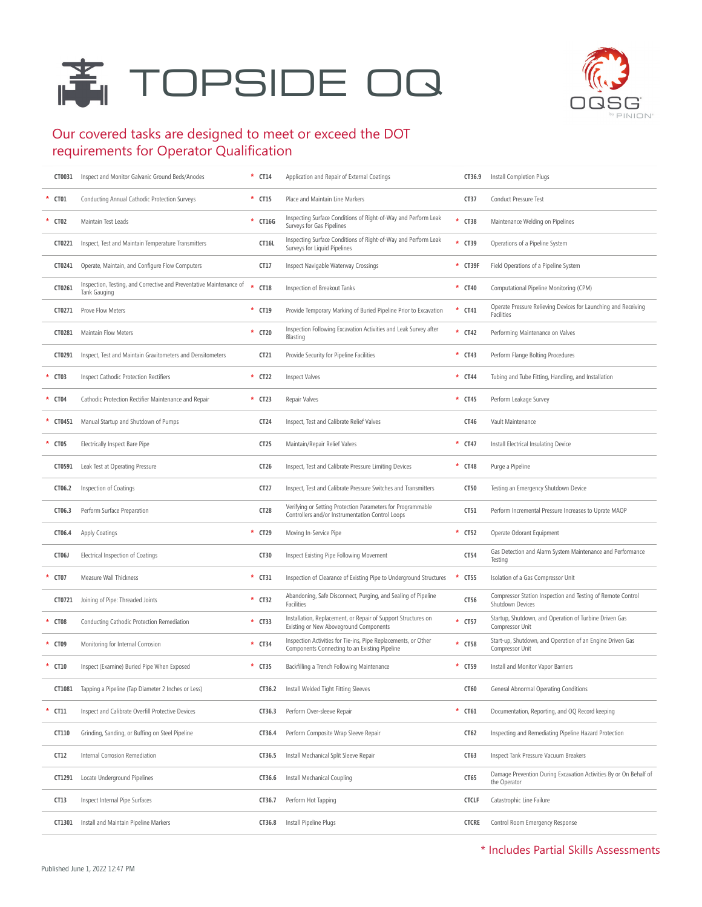# TOPSIDE OQ

OQSG by PINION

## Our covered tasks are designed to meet or exceed the DOT requirements for Operator Qualification

| Code | Task | Code | Task | Code | Task |
|---|---|---|---|---|---|
| CT0031 | Inspect and Monitor Galvanic Ground Beds/Anodes | * CT14 | Application and Repair of External Coatings | CT36.9 | Install Completion Plugs |
| * CT01 | Conducting Annual Cathodic Protection Surveys | * CT15 | Place and Maintain Line Markers | CT37 | Conduct Pressure Test |
| * CT02 | Maintain Test Leads | * CT16G | Inspecting Surface Conditions of Right-of-Way and Perform Leak Surveys for Gas Pipelines | * CT38 | Maintenance Welding on Pipelines |
| CT0221 | Inspect, Test and Maintain Temperature Transmitters | CT16L | Inspecting Surface Conditions of Right-of-Way and Perform Leak Surveys for Liquid Pipelines | * CT39 | Operations of a Pipeline System |
| CT0241 | Operate, Maintain, and Configure Flow Computers | CT17 | Inspect Navigable Waterway Crossings | * CT39F | Field Operations of a Pipeline System |
| CT0261 | Inspection, Testing, and Corrective and Preventative Maintenance of Tank Gauging | * CT18 | Inspection of Breakout Tanks | * CT40 | Computational Pipeline Monitoring (CPM) |
| CT0271 | Prove Flow Meters | * CT19 | Provide Temporary Marking of Buried Pipeline Prior to Excavation | * CT41 | Operate Pressure Relieving Devices for Launching and Receiving Facilities |
| CT0281 | Maintain Flow Meters | * CT20 | Inspection Following Excavation Activities and Leak Survey after Blasting | * CT42 | Performing Maintenance on Valves |
| CT0291 | Inspect, Test and Maintain Gravitometers and Densitometers | CT21 | Provide Security for Pipeline Facilities | * CT43 | Perform Flange Bolting Procedures |
| * CT03 | Inspect Cathodic Protection Rectifiers | * CT22 | Inspect Valves | * CT44 | Tubing and Tube Fitting, Handling, and Installation |
| * CT04 | Cathodic Protection Rectifier Maintenance and Repair | * CT23 | Repair Valves | * CT45 | Perform Leakage Survey |
| * CT0451 | Manual Startup and Shutdown of Pumps | CT24 | Inspect, Test and Calibrate Relief Valves | CT46 | Vault Maintenance |
| * CT05 | Electrically Inspect Bare Pipe | CT25 | Maintain/Repair Relief Valves | * CT47 | Install Electrical Insulating Device |
| CT0591 | Leak Test at Operating Pressure | CT26 | Inspect, Test and Calibrate Pressure Limiting Devices | * CT48 | Purge a Pipeline |
| CT06.2 | Inspection of Coatings | CT27 | Inspect, Test and Calibrate Pressure Switches and Transmitters | CT50 | Testing an Emergency Shutdown Device |
| CT06.3 | Perform Surface Preparation | CT28 | Verifying or Setting Protection Parameters for Programmable Controllers and/or Instrumentation Control Loops | CT51 | Perform Incremental Pressure Increases to Uprate MAOP |
| CT06.4 | Apply Coatings | * CT29 | Moving In-Service Pipe | * CT52 | Operate Odorant Equipment |
| CT06J | Electrical Inspection of Coatings | CT30 | Inspect Existing Pipe Following Movement | CT54 | Gas Detection and Alarm System Maintenance and Performance Testing |
| * CT07 | Measure Wall Thickness | * CT31 | Inspection of Clearance of Existing Pipe to Underground Structures | * CT55 | Isolation of a Gas Compressor Unit |
| CT0721 | Joining of Pipe: Threaded Joints | * CT32 | Abandoning, Safe Disconnect, Purging, and Sealing of Pipeline Facilities | CT56 | Compressor Station Inspection and Testing of Remote Control Shutdown Devices |
| * CT08 | Conducting Cathodic Protection Remediation | * CT33 | Installation, Replacement, or Repair of Support Structures on Existing or New Aboveground Components | * CT57 | Startup, Shutdown, and Operation of Turbine Driven Gas Compressor Unit |
| * CT09 | Monitoring for Internal Corrosion | * CT34 | Inspection Activities for Tie-ins, Pipe Replacements, or Other Components Connecting to an Existing Pipeline | * CT58 | Start-up, Shutdown, and Operation of an Engine Driven Gas Compressor Unit |
| * CT10 | Inspect (Examine) Buried Pipe When Exposed | * CT35 | Backfilling a Trench Following Maintenance | * CT59 | Install and Monitor Vapor Barriers |
| CT1081 | Tapping a Pipeline (Tap Diameter 2 Inches or Less) | CT36.2 | Install Welded Tight Fitting Sleeves | CT60 | General Abnormal Operating Conditions |
| * CT11 | Inspect and Calibrate Overfill Protective Devices | CT36.3 | Perform Over-sleeve Repair | * CT61 | Documentation, Reporting, and OQ Record keeping |
| CT110 | Grinding, Sanding, or Buffing on Steel Pipeline | CT36.4 | Perform Composite Wrap Sleeve Repair | CT62 | Inspecting and Remediating Pipeline Hazard Protection |
| CT12 | Internal Corrosion Remediation | CT36.5 | Install Mechanical Split Sleeve Repair | CT63 | Inspect Tank Pressure Vacuum Breakers |
| CT1291 | Locate Underground Pipelines | CT36.6 | Install Mechanical Coupling | CT65 | Damage Prevention During Excavation Activities By or On Behalf of the Operator |
| CT13 | Inspect Internal Pipe Surfaces | CT36.7 | Perform Hot Tapping | CTCLF | Catastrophic Line Failure |
| CT1301 | Install and Maintain Pipeline Markers | CT36.8 | Install Pipeline Plugs | CTCRE | Control Room Emergency Response |

\* Includes Partial Skills Assessments

Published June 1, 2022 12:47 PM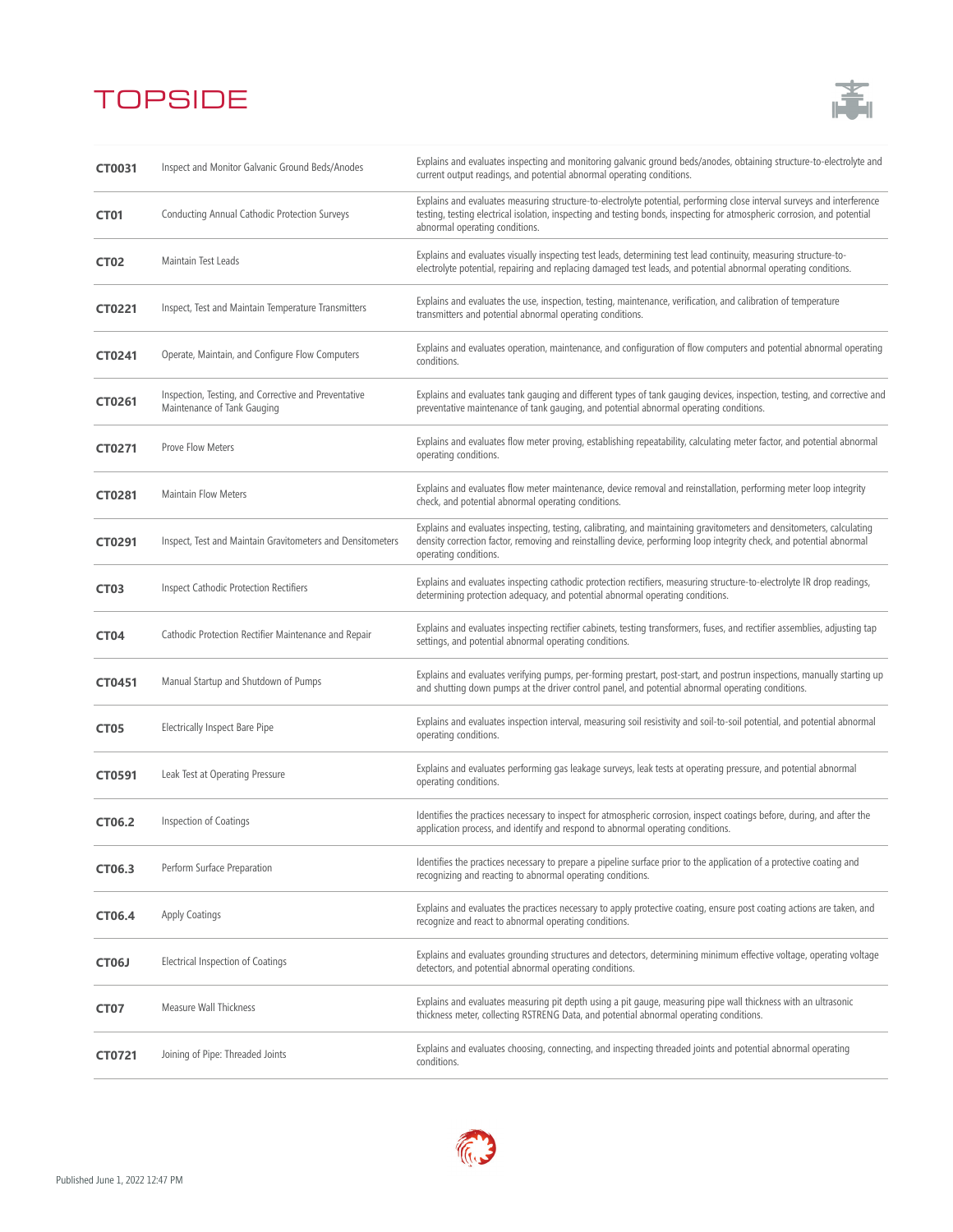# TOPSIDE

| | | |
|---|---|---|
| **CT0031** | Inspect and Monitor Galvanic Ground Beds/Anodes | Explains and evaluates inspecting and monitoring galvanic ground beds/anodes, obtaining structure-to-electrolyte and current output readings, and potential abnormal operating conditions. |
| **CT01** | Conducting Annual Cathodic Protection Surveys | Explains and evaluates measuring structure-to-electrolyte potential, performing close interval surveys and interference testing, testing electrical isolation, inspecting and testing bonds, inspecting for atmospheric corrosion, and potential abnormal operating conditions. |
| **CT02** | Maintain Test Leads | Explains and evaluates visually inspecting test leads, determining test lead continuity, measuring structure-to-electrolyte potential, repairing and replacing damaged test leads, and potential abnormal operating conditions. |
| **CT0221** | Inspect, Test and Maintain Temperature Transmitters | Explains and evaluates the use, inspection, testing, maintenance, verification, and calibration of temperature transmitters and potential abnormal operating conditions. |
| **CT0241** | Operate, Maintain, and Configure Flow Computers | Explains and evaluates operation, maintenance, and configuration of flow computers and potential abnormal operating conditions. |
| **CT0261** | Inspection, Testing, and Corrective and Preventative Maintenance of Tank Gauging | Explains and evaluates tank gauging and different types of tank gauging devices, inspection, testing, and corrective and preventative maintenance of tank gauging, and potential abnormal operating conditions. |
| **CT0271** | Prove Flow Meters | Explains and evaluates flow meter proving, establishing repeatability, calculating meter factor, and potential abnormal operating conditions. |
| **CT0281** | Maintain Flow Meters | Explains and evaluates flow meter maintenance, device removal and reinstallation, performing meter loop integrity check, and potential abnormal operating conditions. |
| **CT0291** | Inspect, Test and Maintain Gravitometers and Densitometers | Explains and evaluates inspecting, testing, calibrating, and maintaining gravitometers and densitometers, calculating density correction factor, removing and reinstalling device, performing loop integrity check, and potential abnormal operating conditions. |
| **CT03** | Inspect Cathodic Protection Rectifiers | Explains and evaluates inspecting cathodic protection rectifiers, measuring structure-to-electrolyte IR drop readings, determining protection adequacy, and potential abnormal operating conditions. |
| **CT04** | Cathodic Protection Rectifier Maintenance and Repair | Explains and evaluates inspecting rectifier cabinets, testing transformers, fuses, and rectifier assemblies, adjusting tap settings, and potential abnormal operating conditions. |
| **CT0451** | Manual Startup and Shutdown of Pumps | Explains and evaluates verifying pumps, per-forming prestart, post-start, and postrun inspections, manually starting up and shutting down pumps at the driver control panel, and potential abnormal operating conditions. |
| **CT05** | Electrically Inspect Bare Pipe | Explains and evaluates inspection interval, measuring soil resistivity and soil-to-soil potential, and potential abnormal operating conditions. |
| **CT0591** | Leak Test at Operating Pressure | Explains and evaluates performing gas leakage surveys, leak tests at operating pressure, and potential abnormal operating conditions. |
| **CT06.2** | Inspection of Coatings | Identifies the practices necessary to inspect for atmospheric corrosion, inspect coatings before, during, and after the application process, and identify and respond to abnormal operating conditions. |
| **CT06.3** | Perform Surface Preparation | Identifies the practices necessary to prepare a pipeline surface prior to the application of a protective coating and recognizing and reacting to abnormal operating conditions. |
| **CT06.4** | Apply Coatings | Explains and evaluates the practices necessary to apply protective coating, ensure post coating actions are taken, and recognize and react to abnormal operating conditions. |
| **CT06J** | Electrical Inspection of Coatings | Explains and evaluates grounding structures and detectors, determining minimum effective voltage, operating voltage detectors, and potential abnormal operating conditions. |
| **CT07** | Measure Wall Thickness | Explains and evaluates measuring pit depth using a pit gauge, measuring pipe wall thickness with an ultrasonic thickness meter, collecting RSTRENG Data, and potential abnormal operating conditions. |
| **CT0721** | Joining of Pipe: Threaded Joints | Explains and evaluates choosing, connecting, and inspecting threaded joints and potential abnormal operating conditions. |

Published June 1, 2022 12:47 PM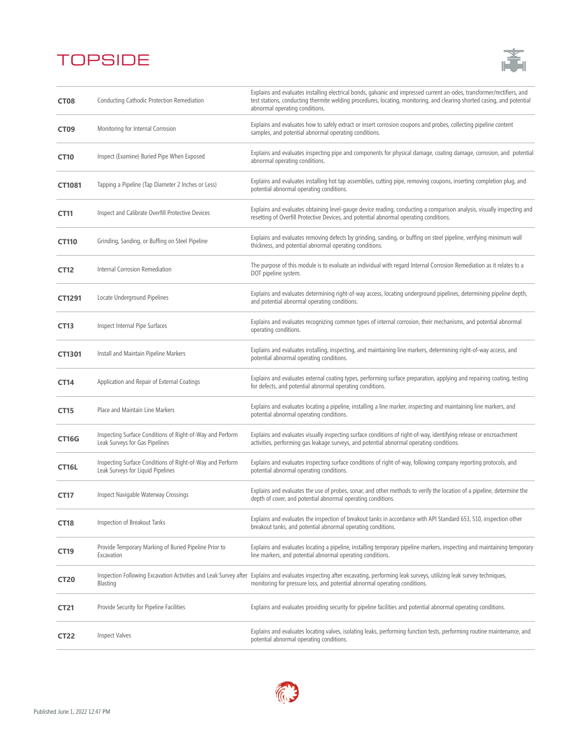# TOPSIDE

| | | |
|---|---|---|
| **CT08** | Conducting Cathodic Protection Remediation | Explains and evaluates installing electrical bonds, galvanic and impressed current an-odes, transformer/rectifiers, and test stations, conducting thermite welding procedures, locating, monitoring, and clearing shorted casing, and potential abnormal operating conditions. |
| **CT09** | Monitoring for Internal Corrosion | Explains and evaluates how to safely extract or insert corrosion coupons and probes, collecting pipeline content samples, and potential abnormal operating conditions. |
| **CT10** | Inspect (Examine) Buried Pipe When Exposed | Explains and evaluates inspecting pipe and components for physical damage, coating damage, corrosion, and potential abnormal operating conditions. |
| **CT1081** | Tapping a Pipeline (Tap Diameter 2 Inches or Less) | Explains and evaluates installing hot tap assemblies, cutting pipe, removing coupons, inserting completion plug, and potential abnormal operating conditions. |
| **CT11** | Inspect and Calibrate Overfill Protective Devices | Explains and evaluates obtaining level-gauge device reading, conducting a comparison analysis, visually inspecting and resetting of Overfill Protective Devices, and potential abnormal operating conditions. |
| **CT110** | Grinding, Sanding, or Buffing on Steel Pipeline | Explains and evaluates removing defects by grinding, sanding, or buffing on steel pipeline, verifying minimum wall thickness, and potential abnormal operating conditions. |
| **CT12** | Internal Corrosion Remediation | The purpose of this module is to evaluate an individual with regard Internal Corrosion Remediation as it relates to a DOT pipeline system. |
| **CT1291** | Locate Underground Pipelines | Explains and evaluates determining right-of-way access, locating underground pipelines, determining pipeline depth, and potential abnormal operating conditions. |
| **CT13** | Inspect Internal Pipe Surfaces | Explains and evaluates recognizing common types of internal corrosion, their mechanisms, and potential abnormal operating conditions. |
| **CT1301** | Install and Maintain Pipeline Markers | Explains and evaluates installing, inspecting, and maintaining line markers, determining right-of-way access, and potential abnormal operating conditions. |
| **CT14** | Application and Repair of External Coatings | Explains and evaluates external coating types, performing surface preparation, applying and repairing coating, testing for defects, and potential abnormal operating conditions. |
| **CT15** | Place and Maintain Line Markers | Explains and evaluates locating a pipeline, installing a line marker, inspecting and maintaining line markers, and potential abnormal operating conditions. |
| **CT16G** | Inspecting Surface Conditions of Right-of-Way and Perform Leak Surveys for Gas Pipelines | Explains and evaluates visually inspecting surface conditions of right-of-way, identifying release or encroachment activities, performing gas leakage surveys, and potential abnormal operating conditions. |
| **CT16L** | Inspecting Surface Conditions of Right-of-Way and Perform Leak Surveys for Liquid Pipelines | Explains and evaluates inspecting surface conditions of right-of-way, following company reporting protocols, and potential abnormal operating conditions. |
| **CT17** | Inspect Navigable Waterway Crossings | Explains and evaluates the use of probes, sonar, and other methods to verify the location of a pipeline, determine the depth of cover, and potential abnormal operating conditions. |
| **CT18** | Inspection of Breakout Tanks | Explains and evaluates the inspection of breakout tanks in accordance with API Standard 653, 510, inspection other breakout tanks, and potential abnormal operating conditions. |
| **CT19** | Provide Temporary Marking of Buried Pipeline Prior to Excavation | Explains and evaluates locating a pipeline, installing temporary pipeline markers, inspecting and maintaining temporary line markers, and potential abnormal operating conditions. |
| **CT20** | Inspection Following Excavation Activities and Leak Survey after Blasting | Explains and evaluates inspecting after excavating, performing leak surveys, utilizing leak survey techniques, monitoring for pressure loss, and potential abnormal operating conditions. |
| **CT21** | Provide Security for Pipeline Facilities | Explains and evaluates providing security for pipeline facilities and potential abnormal operating conditions. |
| **CT22** | Inspect Valves | Explains and evaluates locating valves, isolating leaks, performing function tests, performing routine maintenance, and potential abnormal operating conditions. |

Published June 1, 2022 12:47 PM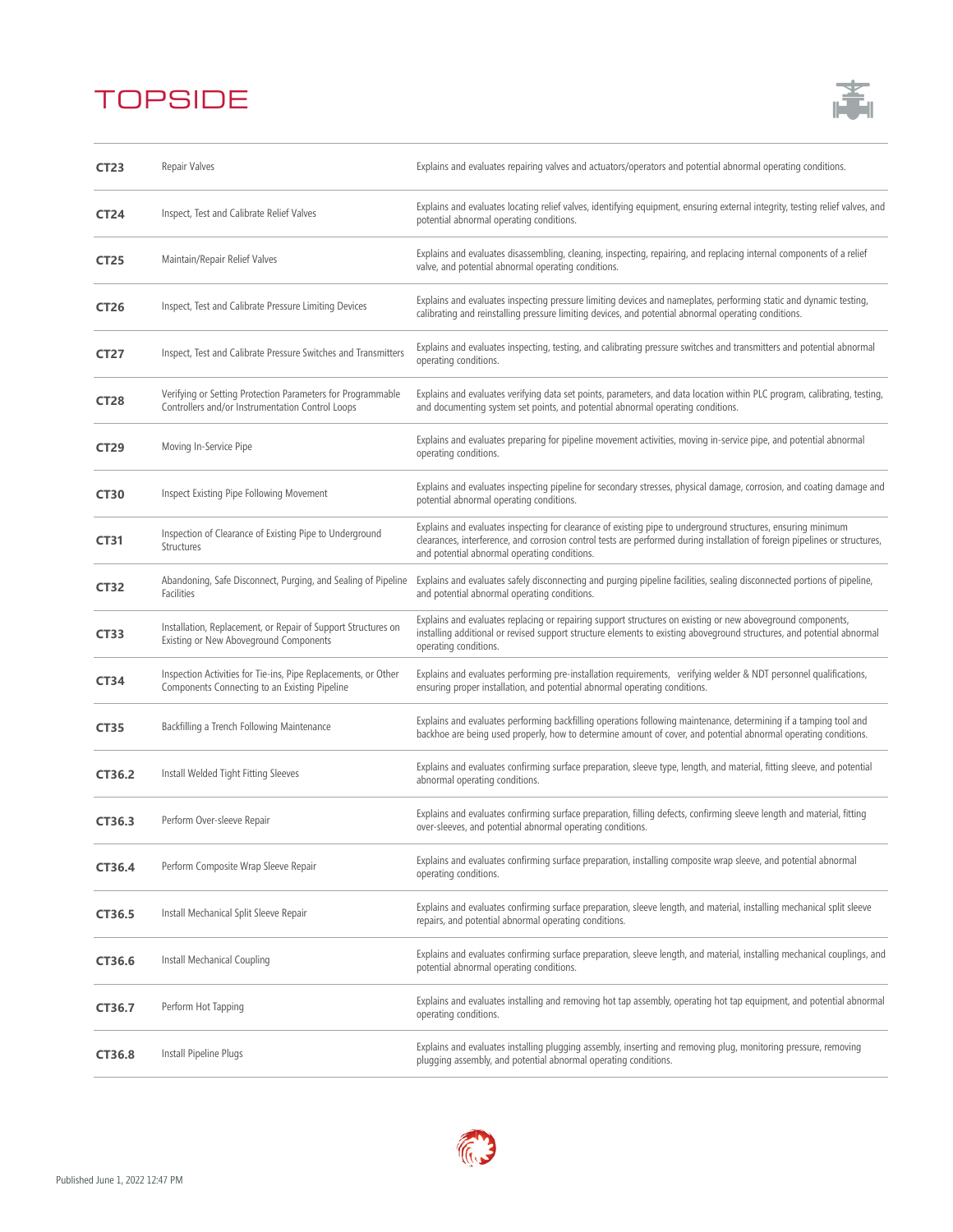# TOPSIDE

| | | |
|---|---|---|
| **CT23** | Repair Valves | Explains and evaluates repairing valves and actuators/operators and potential abnormal operating conditions. |
| **CT24** | Inspect, Test and Calibrate Relief Valves | Explains and evaluates locating relief valves, identifying equipment, ensuring external integrity, testing relief valves, and potential abnormal operating conditions. |
| **CT25** | Maintain/Repair Relief Valves | Explains and evaluates disassembling, cleaning, inspecting, repairing, and replacing internal components of a relief valve, and potential abnormal operating conditions. |
| **CT26** | Inspect, Test and Calibrate Pressure Limiting Devices | Explains and evaluates inspecting pressure limiting devices and nameplates, performing static and dynamic testing, calibrating and reinstalling pressure limiting devices, and potential abnormal operating conditions. |
| **CT27** | Inspect, Test and Calibrate Pressure Switches and Transmitters | Explains and evaluates inspecting, testing, and calibrating pressure switches and transmitters and potential abnormal operating conditions. |
| **CT28** | Verifying or Setting Protection Parameters for Programmable Controllers and/or Instrumentation Control Loops | Explains and evaluates verifying data set points, parameters, and data location within PLC program, calibrating, testing, and documenting system set points, and potential abnormal operating conditions. |
| **CT29** | Moving In-Service Pipe | Explains and evaluates preparing for pipeline movement activities, moving in-service pipe, and potential abnormal operating conditions. |
| **CT30** | Inspect Existing Pipe Following Movement | Explains and evaluates inspecting pipeline for secondary stresses, physical damage, corrosion, and coating damage and potential abnormal operating conditions. |
| **CT31** | Inspection of Clearance of Existing Pipe to Underground Structures | Explains and evaluates inspecting for clearance of existing pipe to underground structures, ensuring minimum clearances, interference, and corrosion control tests are performed during installation of foreign pipelines or structures, and potential abnormal operating conditions. |
| **CT32** | Abandoning, Safe Disconnect, Purging, and Sealing of Pipeline Facilities | Explains and evaluates safely disconnecting and purging pipeline facilities, sealing disconnected portions of pipeline, and potential abnormal operating conditions. |
| **CT33** | Installation, Replacement, or Repair of Support Structures on Existing or New Aboveground Components | Explains and evaluates replacing or repairing support structures on existing or new aboveground components, installing additional or revised support structure elements to existing aboveground structures, and potential abnormal operating conditions. |
| **CT34** | Inspection Activities for Tie-ins, Pipe Replacements, or Other Components Connecting to an Existing Pipeline | Explains and evaluates performing pre-installation requirements, verifying welder & NDT personnel qualifications, ensuring proper installation, and potential abnormal operating conditions. |
| **CT35** | Backfilling a Trench Following Maintenance | Explains and evaluates performing backfilling operations following maintenance, determining if a tamping tool and backhoe are being used properly, how to determine amount of cover, and potential abnormal operating conditions. |
| **CT36.2** | Install Welded Tight Fitting Sleeves | Explains and evaluates confirming surface preparation, sleeve type, length, and material, fitting sleeve, and potential abnormal operating conditions. |
| **CT36.3** | Perform Over-sleeve Repair | Explains and evaluates confirming surface preparation, filling defects, confirming sleeve length and material, fitting over-sleeves, and potential abnormal operating conditions. |
| **CT36.4** | Perform Composite Wrap Sleeve Repair | Explains and evaluates confirming surface preparation, installing composite wrap sleeve, and potential abnormal operating conditions. |
| **CT36.5** | Install Mechanical Split Sleeve Repair | Explains and evaluates confirming surface preparation, sleeve length, and material, installing mechanical split sleeve repairs, and potential abnormal operating conditions. |
| **CT36.6** | Install Mechanical Coupling | Explains and evaluates confirming surface preparation, sleeve length, and material, installing mechanical couplings, and potential abnormal operating conditions. |
| **CT36.7** | Perform Hot Tapping | Explains and evaluates installing and removing hot tap assembly, operating hot tap equipment, and potential abnormal operating conditions. |
| **CT36.8** | Install Pipeline Plugs | Explains and evaluates installing plugging assembly, inserting and removing plug, monitoring pressure, removing plugging assembly, and potential abnormal operating conditions. |

Published June 1, 2022 12:47 PM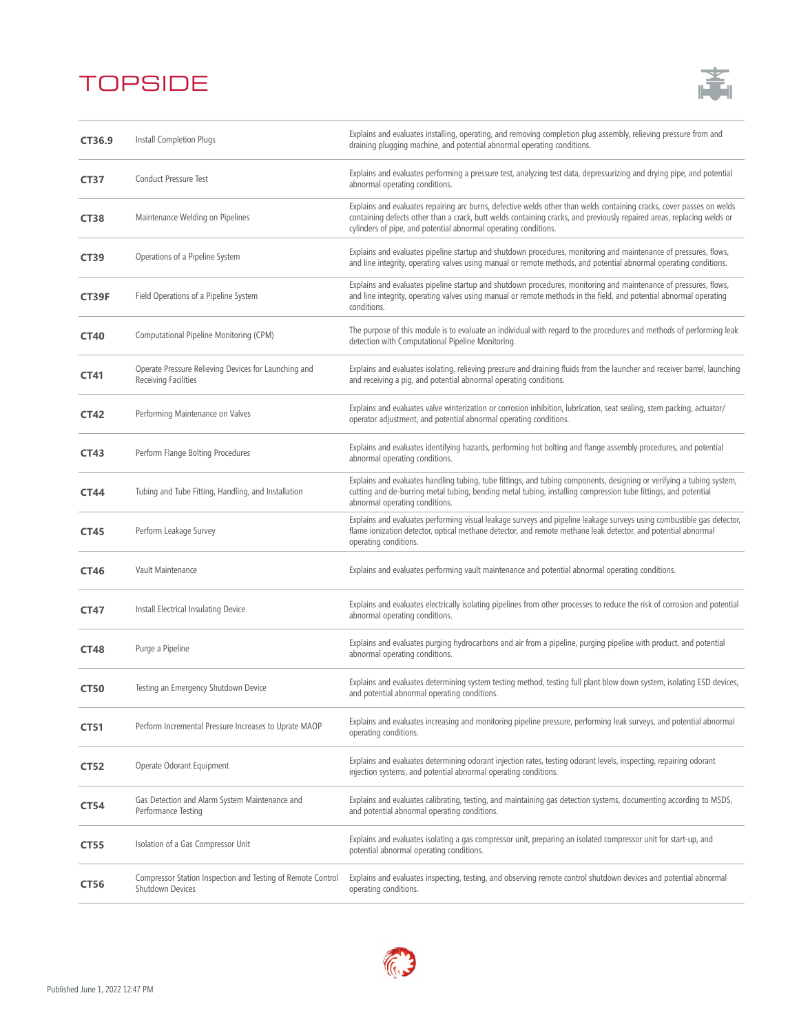# TOPSIDE

| | | |
|---|---|---|
| **CT36.9** | Install Completion Plugs | Explains and evaluates installing, operating, and removing completion plug assembly, relieving pressure from and draining plugging machine, and potential abnormal operating conditions. |
| **CT37** | Conduct Pressure Test | Explains and evaluates performing a pressure test, analyzing test data, depressurizing and drying pipe, and potential abnormal operating conditions. |
| **CT38** | Maintenance Welding on Pipelines | Explains and evaluates repairing arc burns, defective welds other than welds containing cracks, cover passes on welds containing defects other than a crack, butt welds containing cracks, and previously repaired areas, replacing welds or cylinders of pipe, and potential abnormal operating conditions. |
| **CT39** | Operations of a Pipeline System | Explains and evaluates pipeline startup and shutdown procedures, monitoring and maintenance of pressures, flows, and line integrity, operating valves using manual or remote methods, and potential abnormal operating conditions. |
| **CT39F** | Field Operations of a Pipeline System | Explains and evaluates pipeline startup and shutdown procedures, monitoring and maintenance of pressures, flows, and line integrity, operating valves using manual or remote methods in the field, and potential abnormal operating conditions. |
| **CT40** | Computational Pipeline Monitoring (CPM) | The purpose of this module is to evaluate an individual with regard to the procedures and methods of performing leak detection with Computational Pipeline Monitoring. |
| **CT41** | Operate Pressure Relieving Devices for Launching and Receiving Facilities | Explains and evaluates isolating, relieving pressure and draining fluids from the launcher and receiver barrel, launching and receiving a pig, and potential abnormal operating conditions. |
| **CT42** | Performing Maintenance on Valves | Explains and evaluates valve winterization or corrosion inhibition, lubrication, seat sealing, stem packing, actuator/operator adjustment, and potential abnormal operating conditions. |
| **CT43** | Perform Flange Bolting Procedures | Explains and evaluates identifying hazards, performing hot bolting and flange assembly procedures, and potential abnormal operating conditions. |
| **CT44** | Tubing and Tube Fitting, Handling, and Installation | Explains and evaluates handling tubing, tube fittings, and tubing components, designing or verifying a tubing system, cutting and de-burring metal tubing, bending metal tubing, installing compression tube fittings, and potential abnormal operating conditions. |
| **CT45** | Perform Leakage Survey | Explains and evaluates performing visual leakage surveys and pipeline leakage surveys using combustible gas detector, flame ionization detector, optical methane detector, and remote methane leak detector, and potential abnormal operating conditions. |
| **CT46** | Vault Maintenance | Explains and evaluates performing vault maintenance and potential abnormal operating conditions. |
| **CT47** | Install Electrical Insulating Device | Explains and evaluates electrically isolating pipelines from other processes to reduce the risk of corrosion and potential abnormal operating conditions. |
| **CT48** | Purge a Pipeline | Explains and evaluates purging hydrocarbons and air from a pipeline, purging pipeline with product, and potential abnormal operating conditions. |
| **CT50** | Testing an Emergency Shutdown Device | Explains and evaluates determining system testing method, testing full plant blow down system, isolating ESD devices, and potential abnormal operating conditions. |
| **CT51** | Perform Incremental Pressure Increases to Uprate MAOP | Explains and evaluates increasing and monitoring pipeline pressure, performing leak surveys, and potential abnormal operating conditions. |
| **CT52** | Operate Odorant Equipment | Explains and evaluates determining odorant injection rates, testing odorant levels, inspecting, repairing odorant injection systems, and potential abnormal operating conditions. |
| **CT54** | Gas Detection and Alarm System Maintenance and Performance Testing | Explains and evaluates calibrating, testing, and maintaining gas detection systems, documenting according to MSDS, and potential abnormal operating conditions. |
| **CT55** | Isolation of a Gas Compressor Unit | Explains and evaluates isolating a gas compressor unit, preparing an isolated compressor unit for start-up, and potential abnormal operating conditions. |
| **CT56** | Compressor Station Inspection and Testing of Remote Control Shutdown Devices | Explains and evaluates inspecting, testing, and observing remote control shutdown devices and potential abnormal operating conditions. |

Published June 1, 2022 12:47 PM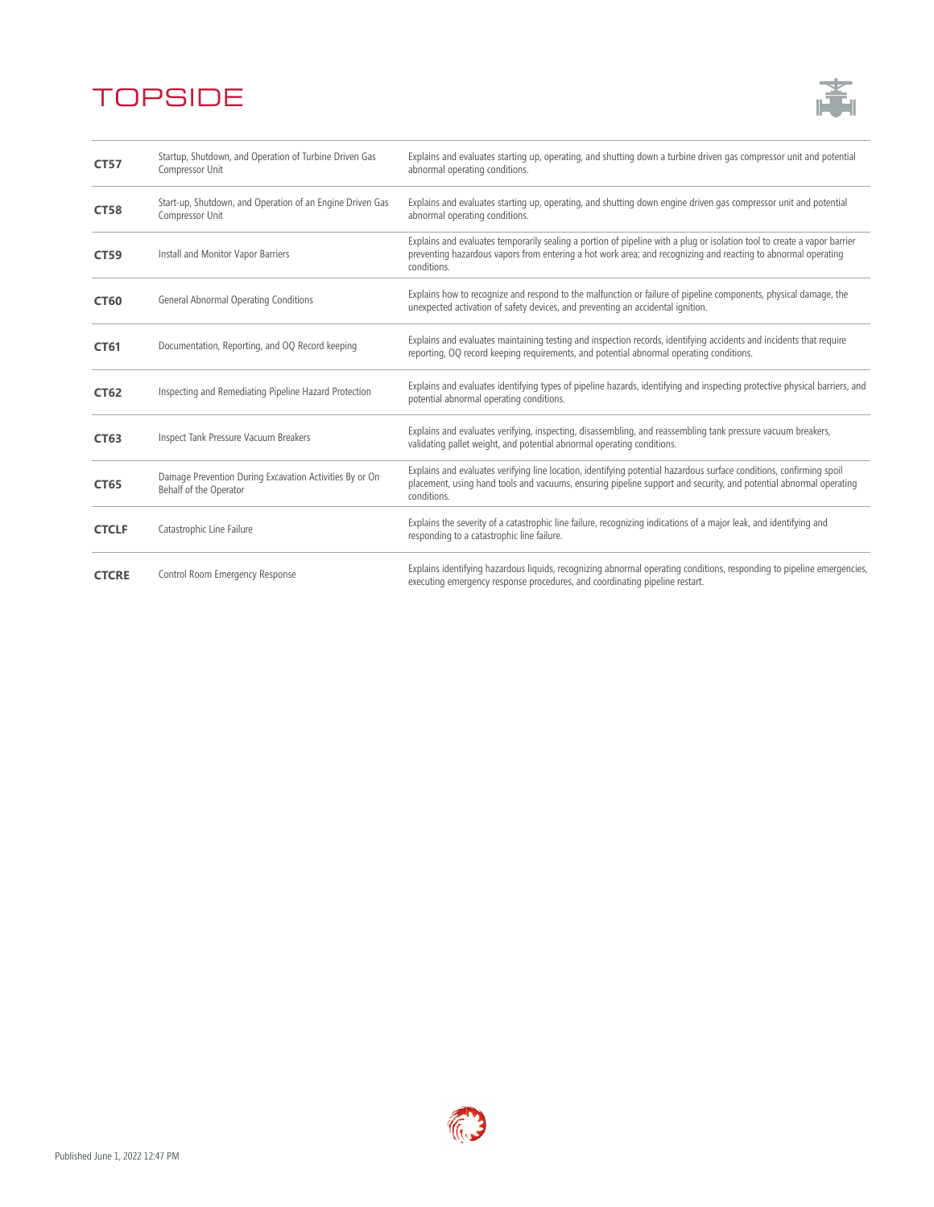# TOPSIDE

| | | |
|---|---|---|
| **CT57** | Startup, Shutdown, and Operation of Turbine Driven Gas Compressor Unit | Explains and evaluates starting up, operating, and shutting down a turbine driven gas compressor unit and potential abnormal operating conditions. |
| **CT58** | Start-up, Shutdown, and Operation of an Engine Driven Gas Compressor Unit | Explains and evaluates starting up, operating, and shutting down engine driven gas compressor unit and potential abnormal operating conditions. |
| **CT59** | Install and Monitor Vapor Barriers | Explains and evaluates temporarily sealing a portion of pipeline with a plug or isolation tool to create a vapor barrier preventing hazardous vapors from entering a hot work area; and recognizing and reacting to abnormal operating conditions. |
| **CT60** | General Abnormal Operating Conditions | Explains how to recognize and respond to the malfunction or failure of pipeline components, physical damage, the unexpected activation of safety devices, and preventing an accidental ignition. |
| **CT61** | Documentation, Reporting, and OQ Record keeping | Explains and evaluates maintaining testing and inspection records, identifying accidents and incidents that require reporting, OQ record keeping requirements, and potential abnormal operating conditions. |
| **CT62** | Inspecting and Remediating Pipeline Hazard Protection | Explains and evaluates identifying types of pipeline hazards, identifying and inspecting protective physical barriers, and potential abnormal operating conditions. |
| **CT63** | Inspect Tank Pressure Vacuum Breakers | Explains and evaluates verifying, inspecting, disassembling, and reassembling tank pressure vacuum breakers, validating pallet weight, and potential abnormal operating conditions. |
| **CT65** | Damage Prevention During Excavation Activities By or On Behalf of the Operator | Explains and evaluates verifying line location, identifying potential hazardous surface conditions, confirming spoil placement, using hand tools and vacuums, ensuring pipeline support and security, and potential abnormal operating conditions. |
| **CTCLF** | Catastrophic Line Failure | Explains the severity of a catastrophic line failure, recognizing indications of a major leak, and identifying and responding to a catastrophic line failure. |
| **CTCRE** | Control Room Emergency Response | Explains identifying hazardous liquids, recognizing abnormal operating conditions, responding to pipeline emergencies, executing emergency response procedures, and coordinating pipeline restart. |

Published June 1, 2022 12:47 PM